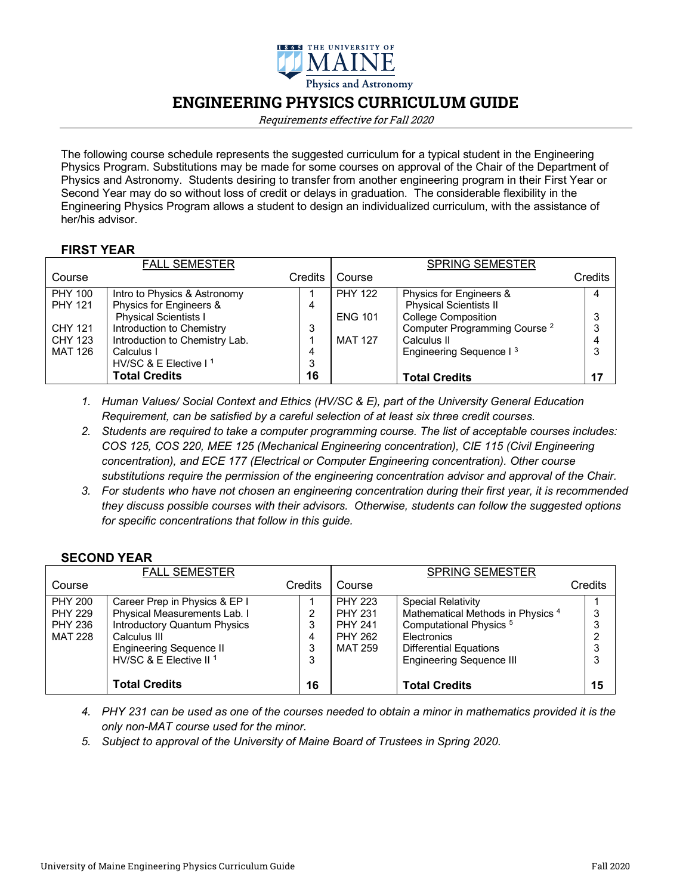THE UNIVERSITY OF MAINE

Physics and Astronomy

# ENGINEERING PHYSICS CURRICULUM GUIDE

*Requirements effective for Fall 2020*

The following course schedule represents the suggested curriculum for a typical student in the Engineering Physics Program. Substitutions may be made for some courses on approval of the Chair of the Department of Physics and Astronomy. Students desiring to transfer from another engineering program in their First Year or Second Year may do so without loss of credit or delays in graduation. The considerable flexibility in the Engineering Physics Program allows a student to design an individualized curriculum, with the assistance of her/his advisor.

## FIRST YEAR

| FALL SEMESTER | | | SPRING SEMESTER | | |
|---|---|---|---|---|---|
| Course | | Credits | Course | | Credits |
| PHY 100 | Intro to Physics & Astronomy | 1 | PHY 122 | Physics for Engineers & Physical Scientists II | 4 |
| PHY 121 | Physics for Engineers & Physical Scientists I | 4 | ENG 101 | College Composition | 3 |
| CHY 121 | Introduction to Chemistry | 3 | | Computer Programming Course [2] | 3 |
| CHY 123 | Introduction to Chemistry Lab. | 1 | MAT 127 | Calculus II | 4 |
| MAT 126 | Calculus I | 4 | | Engineering Sequence I [3] | 3 |
| | HV/SC & E Elective I [1] | 3 | | | |
| | **Total Credits** | **16** | | **Total Credits** | **17** |

1. *Human Values/ Social Context and Ethics (HV/SC & E), part of the University General Education Requirement, can be satisfied by a careful selection of at least six three credit courses.*
2. *Students are required to take a computer programming course. The list of acceptable courses includes: COS 125, COS 220, MEE 125 (Mechanical Engineering concentration), CIE 115 (Civil Engineering concentration), and ECE 177 (Electrical or Computer Engineering concentration). Other course substitutions require the permission of the engineering concentration advisor and approval of the Chair.*
3. *For students who have not chosen an engineering concentration during their first year, it is recommended they discuss possible courses with their advisors. Otherwise, students can follow the suggested options for specific concentrations that follow in this guide.*

## SECOND YEAR

| FALL SEMESTER | | | SPRING SEMESTER | | |
|---|---|---|---|---|---|
| Course | | Credits | Course | | Credits |
| PHY 200 | Career Prep in Physics & EP I | 1 | PHY 223 | Special Relativity | 1 |
| PHY 229 | Physical Measurements Lab. I | 2 | PHY 231 | Mathematical Methods in Physics [4] | 3 |
| PHY 236 | Introductory Quantum Physics | 3 | PHY 241 | Computational Physics [5] | 3 |
| MAT 228 | Calculus III | 4 | PHY 262 | Electronics | 2 |
| | Engineering Sequence II | 3 | MAT 259 | Differential Equations | 3 |
| | HV/SC & E Elective II [1] | 3 | | Engineering Sequence III | 3 |
| | **Total Credits** | **16** | | **Total Credits** | **15** |

4. *PHY 231 can be used as one of the courses needed to obtain a minor in mathematics provided it is the only non-MAT course used for the minor.*
5. *Subject to approval of the University of Maine Board of Trustees in Spring 2020.*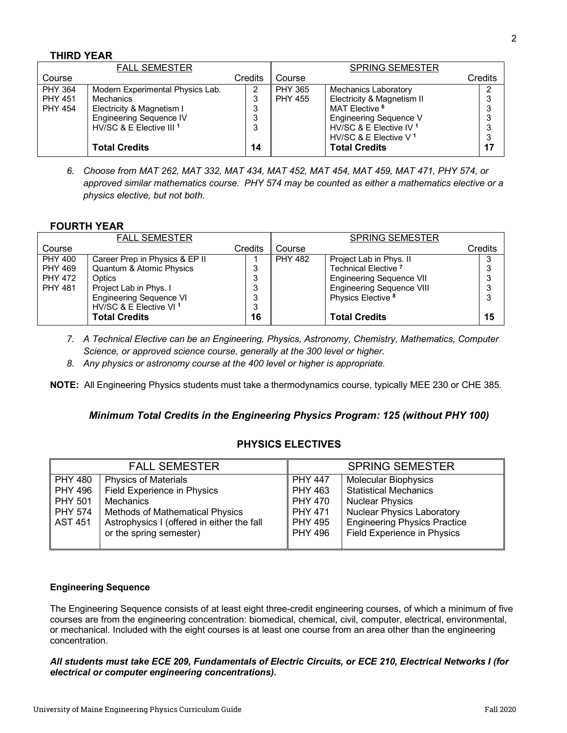## THIRD YEAR

| FALL SEMESTER | | | SPRING SEMESTER | | |
|---|---|---|---|---|---|
| Course | | Credits | Course | | Credits |
| PHY 364 | Modern Experimental Physics Lab. | 2 | PHY 365 | Mechanics Laboratory | 2 |
| PHY 451 | Mechanics | 3 | PHY 455 | Electricity & Magnetism II | 3 |
| PHY 454 | Electricity & Magnetism I | 3 | | MAT Elective [6] | 3 |
| | Engineering Sequence IV | 3 | | Engineering Sequence V | 3 |
| | HV/SC & E Elective III [1] | 3 | | HV/SC & E Elective IV [1] | 3 |
| | | | | HV/SC & E Elective V [1] | 3 |
| | **Total Credits** | **14** | | **Total Credits** | **17** |

*6. Choose from MAT 262, MAT 332, MAT 434, MAT 452, MAT 454, MAT 459, MAT 471, PHY 574, or approved similar mathematics course. PHY 574 may be counted as either a mathematics elective or a physics elective, but not both.*

## FOURTH YEAR

| FALL SEMESTER | | | SPRING SEMESTER | | |
|---|---|---|---|---|---|
| Course | | Credits | Course | | Credits |
| PHY 400 | Career Prep in Physics & EP II | 1 | PHY 482 | Project Lab in Phys. II | 3 |
| PHY 469 | Quantum & Atomic Physics | 3 | | Technical Elective [7] | 3 |
| PHY 472 | Optics | 3 | | Engineering Sequence VII | 3 |
| PHY 481 | Project Lab in Phys. I | 3 | | Engineering Sequence VIII | 3 |
| | Engineering Sequence VI | 3 | | Physics Elective [8] | 3 |
| | HV/SC & E Elective VI [1] | 3 | | | |
| | **Total Credits** | **16** | | **Total Credits** | **15** |

*7. A Technical Elective can be an Engineering, Physics, Astronomy, Chemistry, Mathematics, Computer Science, or approved science course, generally at the 300 level or higher.*

*8. Any physics or astronomy course at the 400 level or higher is appropriate.*

**NOTE:** All Engineering Physics students must take a thermodynamics course, typically MEE 230 or CHE 385.

***Minimum Total Credits in the Engineering Physics Program: 125 (without PHY 100)***

## PHYSICS ELECTIVES

| FALL SEMESTER | | SPRING SEMESTER | |
|---|---|---|---|
| PHY 480 | Physics of Materials | PHY 447 | Molecular Biophysics |
| PHY 496 | Field Experience in Physics | PHY 463 | Statistical Mechanics |
| PHY 501 | Mechanics | PHY 470 | Nuclear Physics |
| PHY 574 | Methods of Mathematical Physics | PHY 471 | Nuclear Physics Laboratory |
| AST 451 | Astrophysics I (offered in either the fall or the spring semester) | PHY 495 | Engineering Physics Practice |
| | | PHY 496 | Field Experience in Physics |

**Engineering Sequence**

The Engineering Sequence consists of at least eight three-credit engineering courses, of which a minimum of five courses are from the engineering concentration: biomedical, chemical, civil, computer, electrical, environmental, or mechanical. Included with the eight courses is at least one course from an area other than the engineering concentration.

***All students must take ECE 209, Fundamentals of Electric Circuits, or ECE 210, Electrical Networks I (for electrical or computer engineering concentrations).***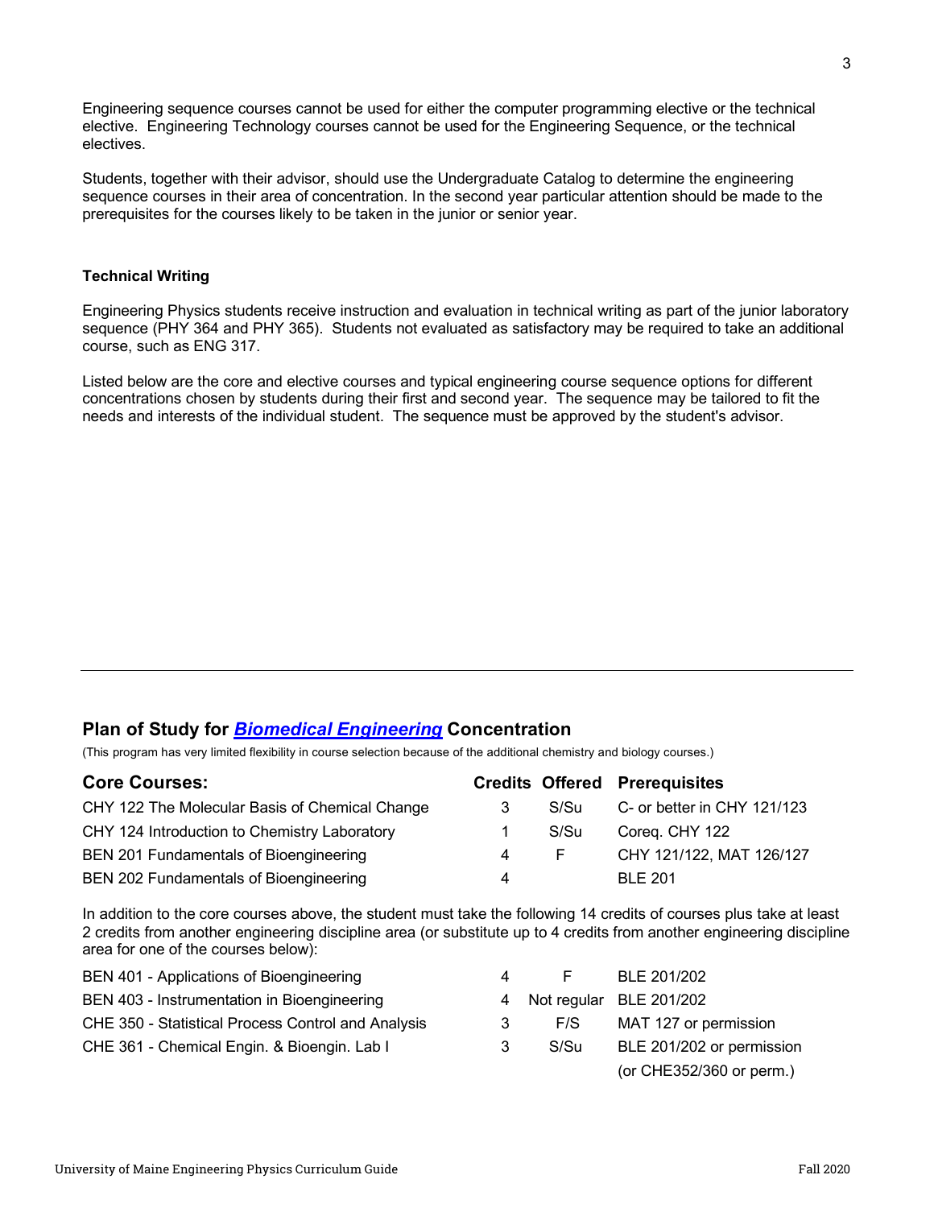Engineering sequence courses cannot be used for either the computer programming elective or the technical elective. Engineering Technology courses cannot be used for the Engineering Sequence, or the technical electives.

Students, together with their advisor, should use the Undergraduate Catalog to determine the engineering sequence courses in their area of concentration. In the second year particular attention should be made to the prerequisites for the courses likely to be taken in the junior or senior year.

### Technical Writing

Engineering Physics students receive instruction and evaluation in technical writing as part of the junior laboratory sequence (PHY 364 and PHY 365). Students not evaluated as satisfactory may be required to take an additional course, such as ENG 317.

Listed below are the core and elective courses and typical engineering course sequence options for different concentrations chosen by students during their first and second year. The sequence may be tailored to fit the needs and interests of the individual student. The sequence must be approved by the student's advisor.

---

## Plan of Study for ***Biomedical Engineering*** Concentration

(This program has very limited flexibility in course selection because of the additional chemistry and biology courses.)

| Core Courses: | Credits | Offered | Prerequisites |
|---|---|---|---|
| CHY 122 The Molecular Basis of Chemical Change | 3 | S/Su | C- or better in CHY 121/123 |
| CHY 124 Introduction to Chemistry Laboratory | 1 | S/Su | Coreq. CHY 122 |
| BEN 201 Fundamentals of Bioengineering | 4 | F | CHY 121/122, MAT 126/127 |
| BEN 202 Fundamentals of Bioengineering | 4 | | BLE 201 |

In addition to the core courses above, the student must take the following 14 credits of courses plus take at least 2 credits from another engineering discipline area (or substitute up to 4 credits from another engineering discipline area for one of the courses below):

| Course | Credits | Offered | Prerequisites |
|---|---|---|---|
| BEN 401 - Applications of Bioengineering | 4 | F | BLE 201/202 |
| BEN 403 - Instrumentation in Bioengineering | 4 | Not regular | BLE 201/202 |
| CHE 350 - Statistical Process Control and Analysis | 3 | F/S | MAT 127 or permission |
| CHE 361 - Chemical Engin. & Bioengin. Lab I | 3 | S/Su | BLE 201/202 or permission (or CHE352/360 or perm.) |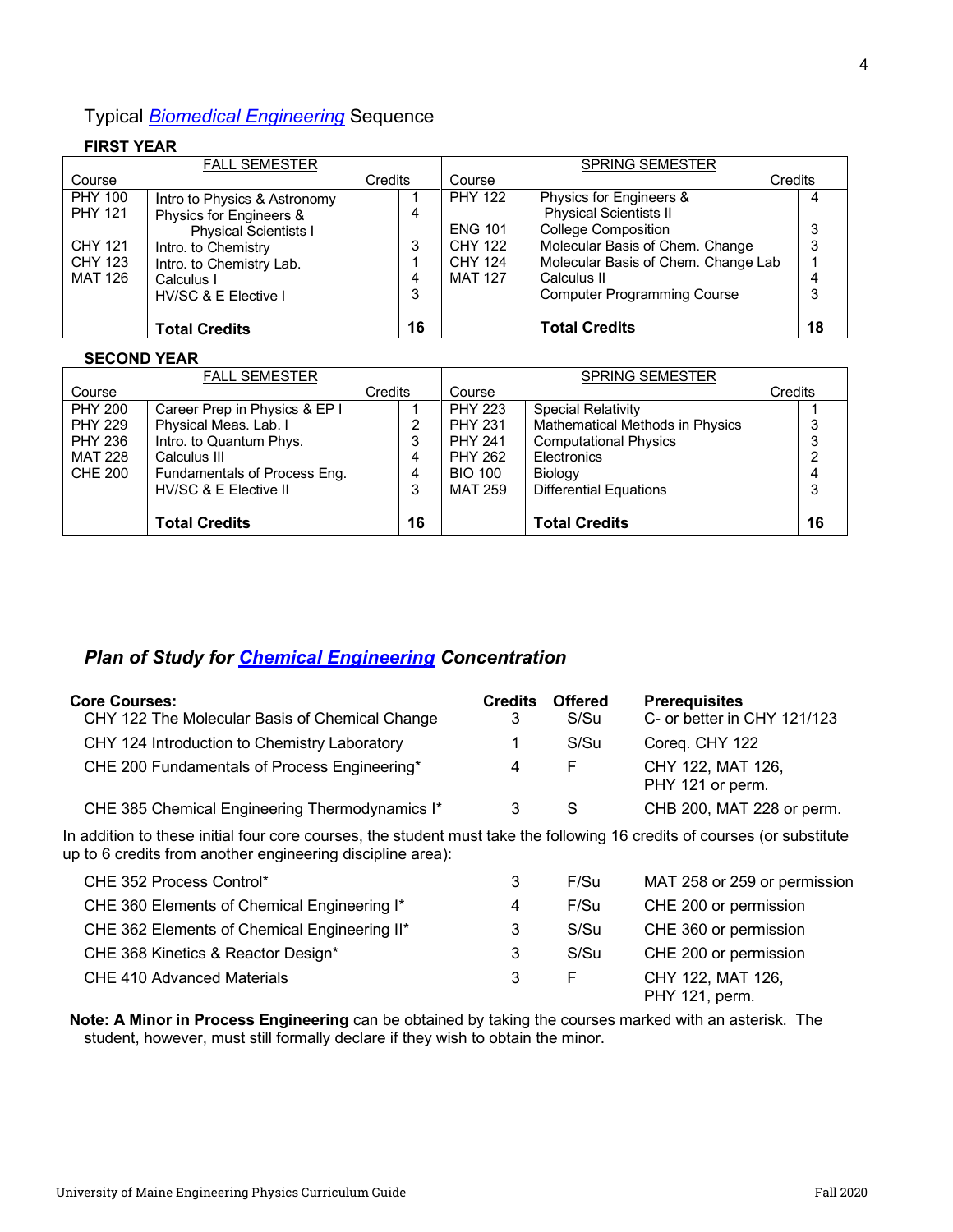## Typical *Biomedical Engineering* Sequence

**FIRST YEAR**

| FALL SEMESTER | | | SPRING SEMESTER | | |
|---|---|---|---|---|---|
| Course | | Credits | Course | | Credits |
| PHY 100 | Intro to Physics & Astronomy | 1 | PHY 122 | Physics for Engineers & Physical Scientists II | 4 |
| PHY 121 | Physics for Engineers & Physical Scientists I | 4 | ENG 101 | College Composition | 3 |
| CHY 121 | Intro. to Chemistry | 3 | CHY 122 | Molecular Basis of Chem. Change | 3 |
| CHY 123 | Intro. to Chemistry Lab. | 1 | CHY 124 | Molecular Basis of Chem. Change Lab | 1 |
| MAT 126 | Calculus I | 4 | MAT 127 | Calculus II | 4 |
| | HV/SC & E Elective I | 3 | | Computer Programming Course | 3 |
| | **Total Credits** | **16** | | **Total Credits** | **18** |

**SECOND YEAR**

| FALL SEMESTER | | | SPRING SEMESTER | | |
|---|---|---|---|---|---|
| Course | | Credits | Course | | Credits |
| PHY 200 | Career Prep in Physics & EP I | 1 | PHY 223 | Special Relativity | 1 |
| PHY 229 | Physical Meas. Lab. I | 2 | PHY 231 | Mathematical Methods in Physics | 3 |
| PHY 236 | Intro. to Quantum Phys. | 3 | PHY 241 | Computational Physics | 3 |
| MAT 228 | Calculus III | 4 | PHY 262 | Electronics | 2 |
| CHE 200 | Fundamentals of Process Eng. | 4 | BIO 100 | Biology | 4 |
| | HV/SC & E Elective II | 3 | MAT 259 | Differential Equations | 3 |
| | **Total Credits** | **16** | | **Total Credits** | **16** |

## ***Plan of Study for Chemical Engineering Concentration***

| **Core Courses:** | **Credits** | **Offered** | **Prerequisites** |
|---|---|---|---|
| CHY 122 The Molecular Basis of Chemical Change | 3 | S/Su | C- or better in CHY 121/123 |
| CHY 124 Introduction to Chemistry Laboratory | 1 | S/Su | Coreq. CHY 122 |
| CHE 200 Fundamentals of Process Engineering* | 4 | F | CHY 122, MAT 126, PHY 121 or perm. |
| CHE 385 Chemical Engineering Thermodynamics I* | 3 | S | CHB 200, MAT 228 or perm. |

In addition to these initial four core courses, the student must take the following 16 credits of courses (or substitute up to 6 credits from another engineering discipline area):

| Course | Credits | Offered | Prerequisites |
|---|---|---|---|
| CHE 352 Process Control* | 3 | F/Su | MAT 258 or 259 or permission |
| CHE 360 Elements of Chemical Engineering I* | 4 | F/Su | CHE 200 or permission |
| CHE 362 Elements of Chemical Engineering II* | 3 | S/Su | CHE 360 or permission |
| CHE 368 Kinetics & Reactor Design* | 3 | S/Su | CHE 200 or permission |
| CHE 410 Advanced Materials | 3 | F | CHY 122, MAT 126, PHY 121, perm. |

**Note: A Minor in Process Engineering** can be obtained by taking the courses marked with an asterisk. The student, however, must still formally declare if they wish to obtain the minor.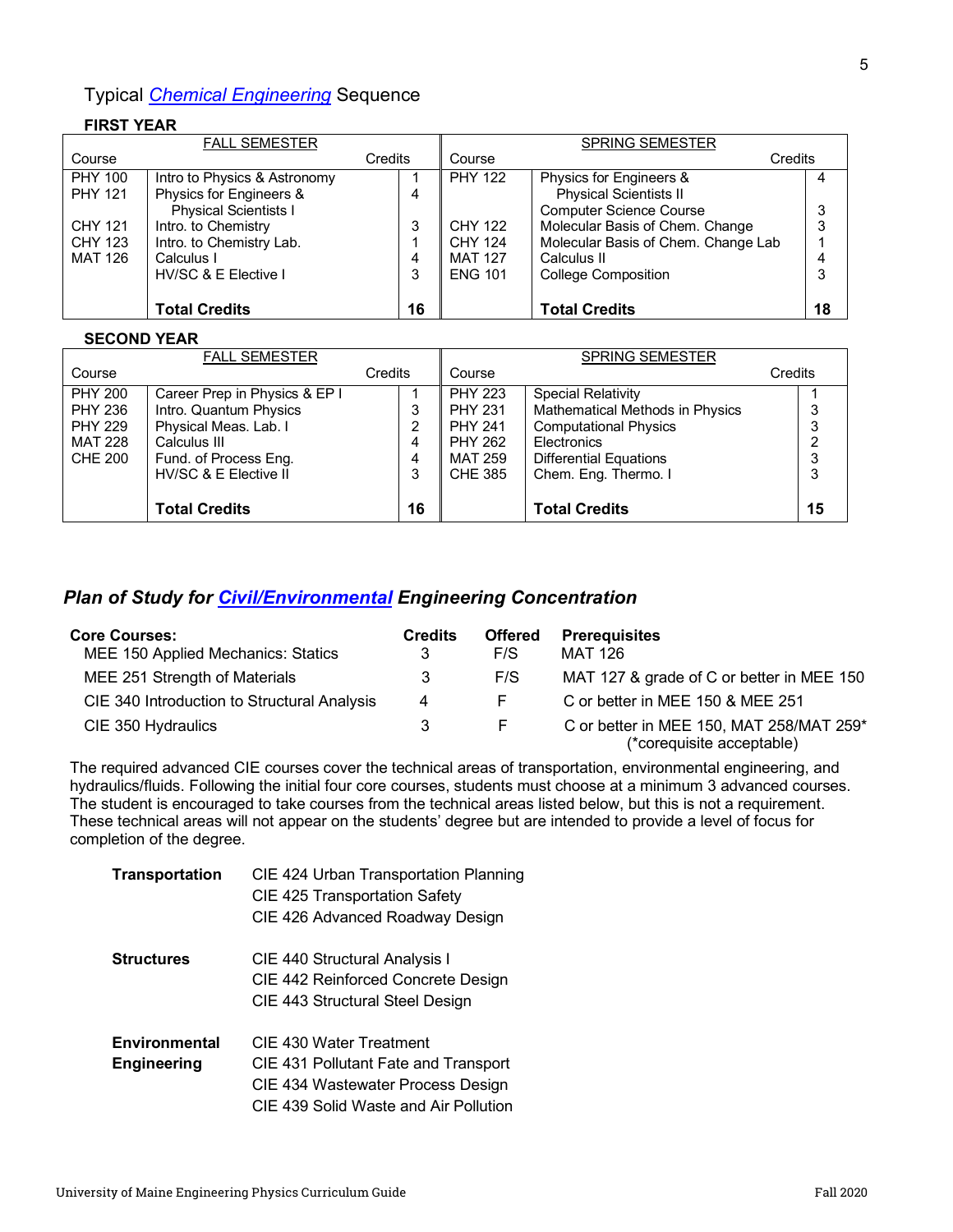## Typical *Chemical Engineering* Sequence

### FIRST YEAR

| FALL SEMESTER | | | SPRING SEMESTER | | |
|---|---|---|---|---|---|
| Course | | Credits | Course | | Credits |
| PHY 100 | Intro to Physics & Astronomy | 1 | PHY 122 | Physics for Engineers & Physical Scientists II | 4 |
| PHY 121 | Physics for Engineers & Physical Scientists I | 4 | | Computer Science Course | 3 |
| CHY 121 | Intro. to Chemistry | 3 | CHY 122 | Molecular Basis of Chem. Change | 3 |
| CHY 123 | Intro. to Chemistry Lab. | 1 | CHY 124 | Molecular Basis of Chem. Change Lab | 1 |
| MAT 126 | Calculus I | 4 | MAT 127 | Calculus II | 4 |
| | HV/SC & E Elective I | 3 | ENG 101 | College Composition | 3 |
| | **Total Credits** | **16** | | **Total Credits** | **18** |

### SECOND YEAR

| FALL SEMESTER | | | SPRING SEMESTER | | |
|---|---|---|---|---|---|
| Course | | Credits | Course | | Credits |
| PHY 200 | Career Prep in Physics & EP I | 1 | PHY 223 | Special Relativity | 1 |
| PHY 236 | Intro. Quantum Physics | 3 | PHY 231 | Mathematical Methods in Physics | 3 |
| PHY 229 | Physical Meas. Lab. I | 2 | PHY 241 | Computational Physics | 3 |
| MAT 228 | Calculus III | 4 | PHY 262 | Electronics | 2 |
| CHE 200 | Fund. of Process Eng. | 4 | MAT 259 | Differential Equations | 3 |
| | HV/SC & E Elective II | 3 | CHE 385 | Chem. Eng. Thermo. I | 3 |
| | **Total Credits** | **16** | | **Total Credits** | **15** |

## *Plan of Study for Civil/Environmental Engineering Concentration*

| **Core Courses:** | **Credits** | **Offered** | **Prerequisites** |
|---|---|---|---|
| MEE 150 Applied Mechanics: Statics | 3 | F/S | MAT 126 |
| MEE 251 Strength of Materials | 3 | F/S | MAT 127 & grade of C or better in MEE 150 |
| CIE 340 Introduction to Structural Analysis | 4 | F | C or better in MEE 150 & MEE 251 |
| CIE 350 Hydraulics | 3 | F | C or better in MEE 150, MAT 258/MAT 259* (*corequisite acceptable) |

The required advanced CIE courses cover the technical areas of transportation, environmental engineering, and hydraulics/fluids. Following the initial four core courses, students must choose at a minimum 3 advanced courses. The student is encouraged to take courses from the technical areas listed below, but this is not a requirement. These technical areas will not appear on the students' degree but are intended to provide a level of focus for completion of the degree.

**Transportation**
- CIE 424 Urban Transportation Planning
- CIE 425 Transportation Safety
- CIE 426 Advanced Roadway Design

**Structures**
- CIE 440 Structural Analysis I
- CIE 442 Reinforced Concrete Design
- CIE 443 Structural Steel Design

**Environmental Engineering**
- CIE 430 Water Treatment
- CIE 431 Pollutant Fate and Transport
- CIE 434 Wastewater Process Design
- CIE 439 Solid Waste and Air Pollution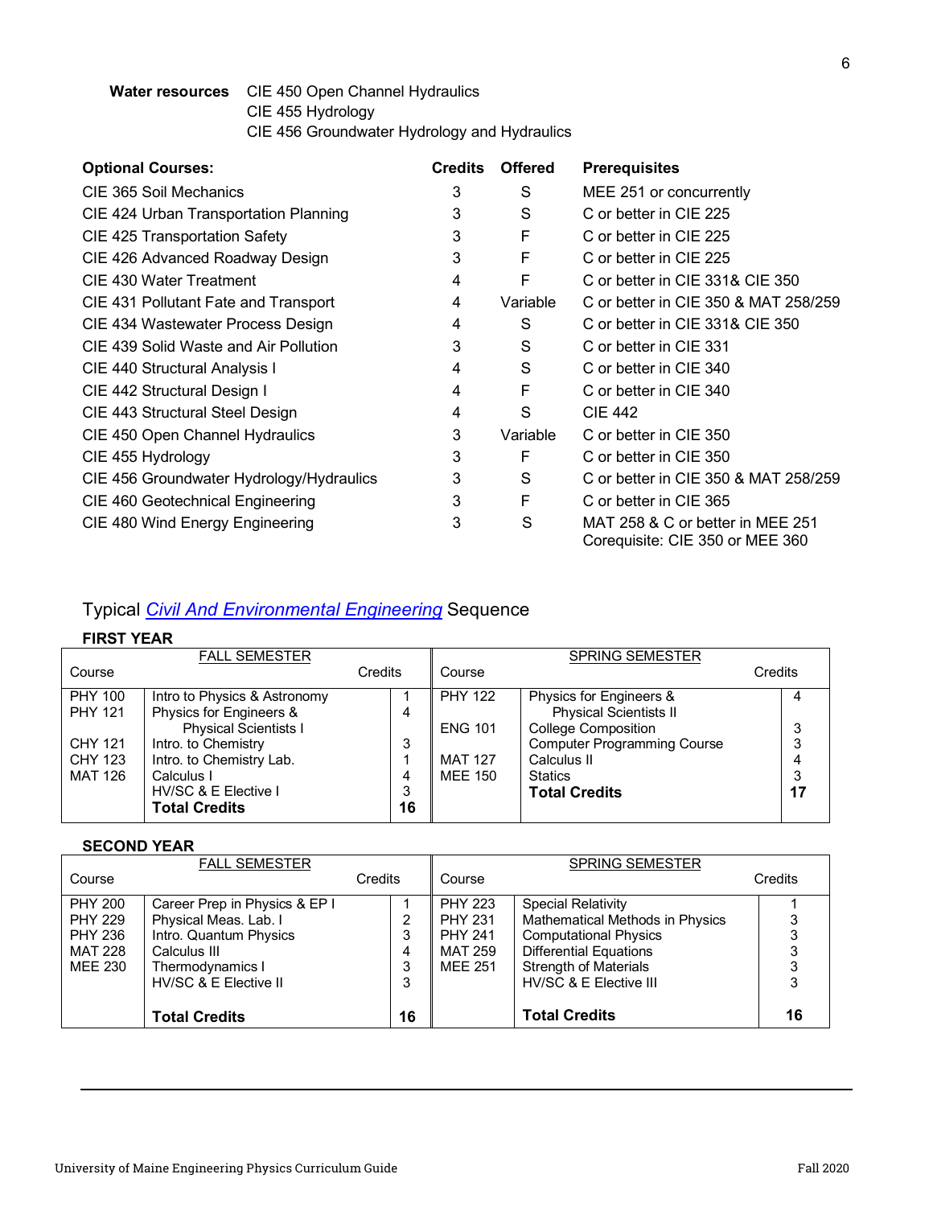**Water resources** CIE 450 Open Channel Hydraulics
CIE 455 Hydrology
CIE 456 Groundwater Hydrology and Hydraulics

| **Optional Courses:** | **Credits** | **Offered** | **Prerequisites** |
|---|---|---|---|
| CIE 365 Soil Mechanics | 3 | S | MEE 251 or concurrently |
| CIE 424 Urban Transportation Planning | 3 | S | C or better in CIE 225 |
| CIE 425 Transportation Safety | 3 | F | C or better in CIE 225 |
| CIE 426 Advanced Roadway Design | 3 | F | C or better in CIE 225 |
| CIE 430 Water Treatment | 4 | F | C or better in CIE 331& CIE 350 |
| CIE 431 Pollutant Fate and Transport | 4 | Variable | C or better in CIE 350 & MAT 258/259 |
| CIE 434 Wastewater Process Design | 4 | S | C or better in CIE 331& CIE 350 |
| CIE 439 Solid Waste and Air Pollution | 3 | S | C or better in CIE 331 |
| CIE 440 Structural Analysis I | 4 | S | C or better in CIE 340 |
| CIE 442 Structural Design I | 4 | F | C or better in CIE 340 |
| CIE 443 Structural Steel Design | 4 | S | CIE 442 |
| CIE 450 Open Channel Hydraulics | 3 | Variable | C or better in CIE 350 |
| CIE 455 Hydrology | 3 | F | C or better in CIE 350 |
| CIE 456 Groundwater Hydrology/Hydraulics | 3 | S | C or better in CIE 350 & MAT 258/259 |
| CIE 460 Geotechnical Engineering | 3 | F | C or better in CIE 365 |
| CIE 480 Wind Energy Engineering | 3 | S | MAT 258 & C or better in MEE 251<br>Corequisite: CIE 350 or MEE 360 |

## Typical *Civil And Environmental Engineering* Sequence

**FIRST YEAR**

| FALL SEMESTER | | | SPRING SEMESTER | | |
|---|---|---|---|---|---|
| Course | | Credits | Course | | Credits |
| PHY 100 | Intro to Physics & Astronomy | 1 | PHY 122 | Physics for Engineers & Physical Scientists II | 4 |
| PHY 121 | Physics for Engineers & Physical Scientists I | 4 | ENG 101 | College Composition | 3 |
| CHY 121 | Intro. to Chemistry | 3 | | Computer Programming Course | 3 |
| CHY 123 | Intro. to Chemistry Lab. | 1 | MAT 127 | Calculus II | 4 |
| MAT 126 | Calculus I | 4 | MEE 150 | Statics | 3 |
| | HV/SC & E Elective I | 3 | | **Total Credits** | **17** |
| | **Total Credits** | **16** | | | |

**SECOND YEAR**

| FALL SEMESTER | | | SPRING SEMESTER | | |
|---|---|---|---|---|---|
| Course | | Credits | Course | | Credits |
| PHY 200 | Career Prep in Physics & EP I | 1 | PHY 223 | Special Relativity | 1 |
| PHY 229 | Physical Meas. Lab. I | 2 | PHY 231 | Mathematical Methods in Physics | 3 |
| PHY 236 | Intro. Quantum Physics | 3 | PHY 241 | Computational Physics | 3 |
| MAT 228 | Calculus III | 4 | MAT 259 | Differential Equations | 3 |
| MEE 230 | Thermodynamics I | 3 | MEE 251 | Strength of Materials | 3 |
| | HV/SC & E Elective II | 3 | | HV/SC & E Elective III | 3 |
| | **Total Credits** | **16** | | **Total Credits** | **16** |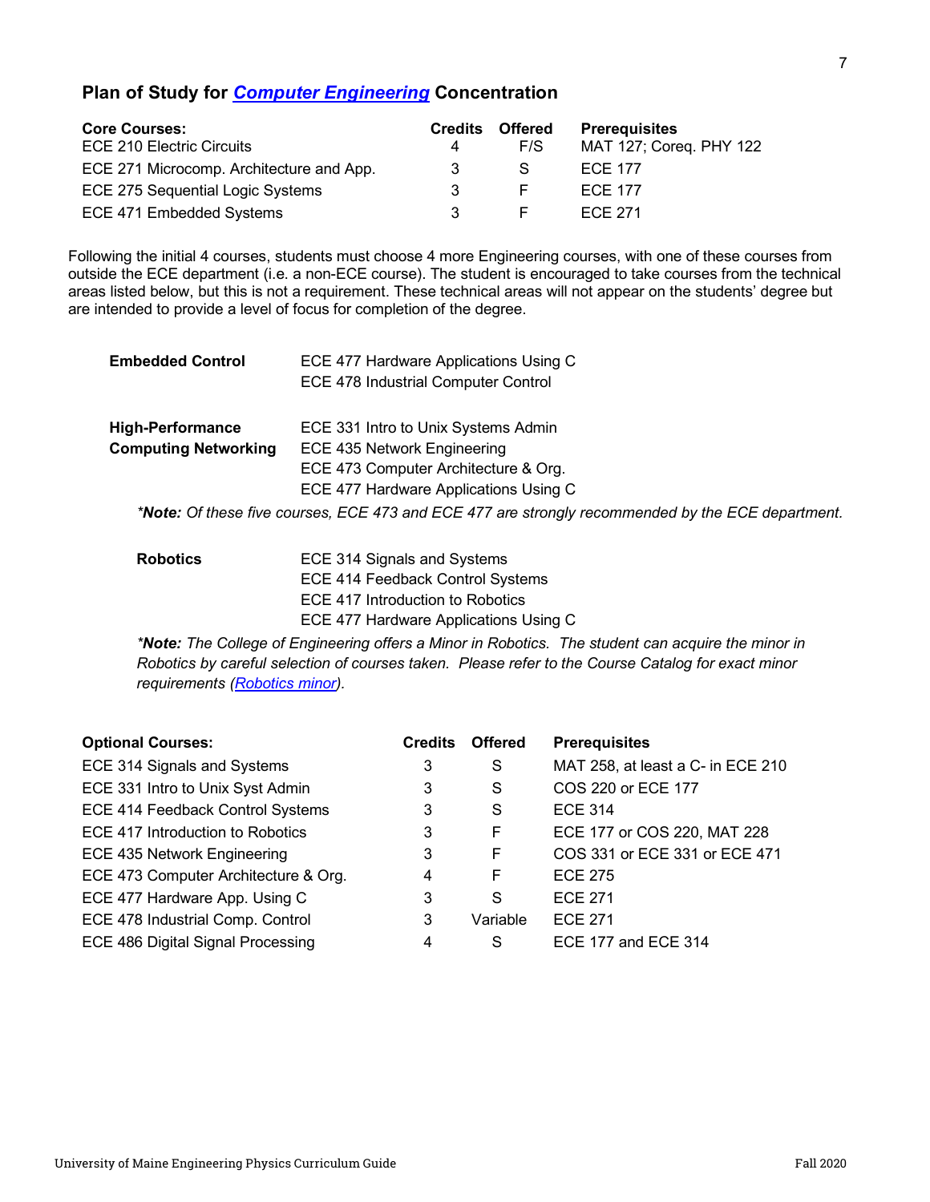## Plan of Study for *Computer Engineering* Concentration

| Core Courses: | Credits | Offered | Prerequisites |
|---|---|---|---|
| ECE 210 Electric Circuits | 4 | F/S | MAT 127; Coreq. PHY 122 |
| ECE 271 Microcomp. Architecture and App. | 3 | S | ECE 177 |
| ECE 275 Sequential Logic Systems | 3 | F | ECE 177 |
| ECE 471 Embedded Systems | 3 | F | ECE 271 |

Following the initial 4 courses, students must choose 4 more Engineering courses, with one of these courses from outside the ECE department (i.e. a non-ECE course). The student is encouraged to take courses from the technical areas listed below, but this is not a requirement. These technical areas will not appear on the students' degree but are intended to provide a level of focus for completion of the degree.

**Embedded Control**
- ECE 477 Hardware Applications Using C
- ECE 478 Industrial Computer Control

**High-Performance Computing Networking**
- ECE 331 Intro to Unix Systems Admin
- ECE 435 Network Engineering
- ECE 473 Computer Architecture & Org.
- ECE 477 Hardware Applications Using C

**Note:* *Of these five courses, ECE 473 and ECE 477 are strongly recommended by the ECE department.*

**Robotics**
- ECE 314 Signals and Systems
- ECE 414 Feedback Control Systems
- ECE 417 Introduction to Robotics
- ECE 477 Hardware Applications Using C

**Note:* *The College of Engineering offers a Minor in Robotics. The student can acquire the minor in Robotics by careful selection of courses taken. Please refer to the Course Catalog for exact minor requirements (Robotics minor).*

| Optional Courses: | Credits | Offered | Prerequisites |
|---|---|---|---|
| ECE 314 Signals and Systems | 3 | S | MAT 258, at least a C- in ECE 210 |
| ECE 331 Intro to Unix Syst Admin | 3 | S | COS 220 or ECE 177 |
| ECE 414 Feedback Control Systems | 3 | S | ECE 314 |
| ECE 417 Introduction to Robotics | 3 | F | ECE 177 or COS 220, MAT 228 |
| ECE 435 Network Engineering | 3 | F | COS 331 or ECE 331 or ECE 471 |
| ECE 473 Computer Architecture & Org. | 4 | F | ECE 275 |
| ECE 477 Hardware App. Using C | 3 | S | ECE 271 |
| ECE 478 Industrial Comp. Control | 3 | Variable | ECE 271 |
| ECE 486 Digital Signal Processing | 4 | S | ECE 177 and ECE 314 |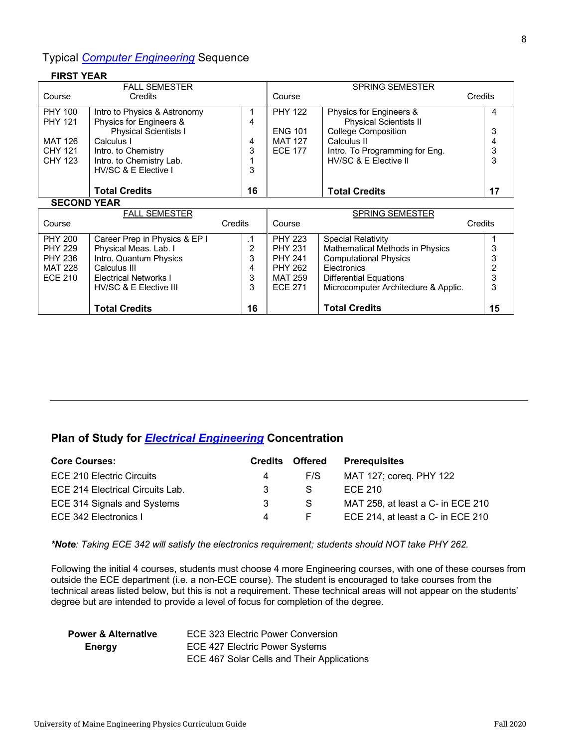## Typical *Computer Engineering* Sequence

**FIRST YEAR**

| FALL SEMESTER Course | | Credits | SPRING SEMESTER Course | | Credits |
|---|---|---|---|---|---|
| PHY 100 | Intro to Physics & Astronomy | 1 | PHY 122 | Physics for Engineers & Physical Scientists II | 4 |
| PHY 121 | Physics for Engineers & Physical Scientists I | 4 | ENG 101 | College Composition | 3 |
| MAT 126 | Calculus I | 4 | MAT 127 | Calculus II | 4 |
| CHY 121 | Intro. to Chemistry | 3 | ECE 177 | Intro. To Programming for Eng. | 3 |
| CHY 123 | Intro. to Chemistry Lab. | 1 | | HV/SC & E Elective II | 3 |
| | HV/SC & E Elective I | 3 | | | |
| | **Total Credits** | **16** | | **Total Credits** | **17** |

**SECOND YEAR**

| FALL SEMESTER Course | | Credits | SPRING SEMESTER Course | | Credits |
|---|---|---|---|---|---|
| PHY 200 | Career Prep in Physics & EP I | .1 | PHY 223 | Special Relativity | 1 |
| PHY 229 | Physical Meas. Lab. I | 2 | PHY 231 | Mathematical Methods in Physics | 3 |
| PHY 236 | Intro. Quantum Physics | 3 | PHY 241 | Computational Physics | 3 |
| MAT 228 | Calculus III | 4 | PHY 262 | Electronics | 2 |
| ECE 210 | Electrical Networks I | 3 | MAT 259 | Differential Equations | 3 |
| | HV/SC & E Elective III | 3 | ECE 271 | Microcomputer Architecture & Applic. | 3 |
| | **Total Credits** | **16** | | **Total Credits** | **15** |

---

## Plan of Study for *Electrical Engineering* Concentration

| Core Courses: | Credits | Offered | Prerequisites |
|---|---|---|---|
| ECE 210 Electric Circuits | 4 | F/S | MAT 127; coreq. PHY 122 |
| ECE 214 Electrical Circuits Lab. | 3 | S | ECE 210 |
| ECE 314 Signals and Systems | 3 | S | MAT 258, at least a C- in ECE 210 |
| ECE 342 Electronics I | 4 | F | ECE 214, at least a C- in ECE 210 |

****Note**: Taking ECE 342 will satisfy the electronics requirement; students should NOT take PHY 262.*

Following the initial 4 courses, students must choose 4 more Engineering courses, with one of these courses from outside the ECE department (i.e. a non-ECE course). The student is encouraged to take courses from the technical areas listed below, but this is not a requirement. These technical areas will not appear on the students' degree but are intended to provide a level of focus for completion of the degree.

| | |
|---|---|
| **Power & Alternative Energy** | ECE 323 Electric Power Conversion |
| | ECE 427 Electric Power Systems |
| | ECE 467 Solar Cells and Their Applications |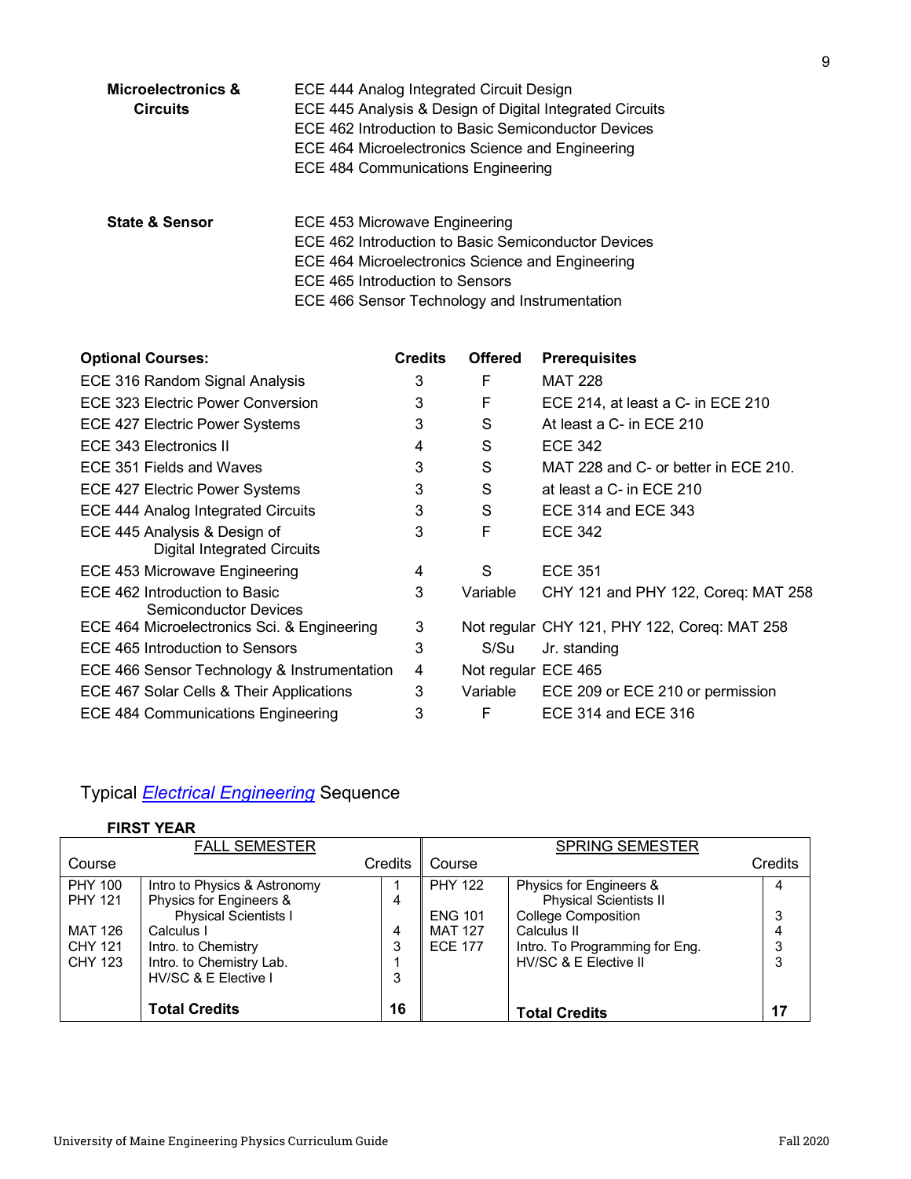**Microelectronics & Circuits**

ECE 444 Analog Integrated Circuit Design
ECE 445 Analysis & Design of Digital Integrated Circuits
ECE 462 Introduction to Basic Semiconductor Devices
ECE 464 Microelectronics Science and Engineering
ECE 484 Communications Engineering

**State & Sensor**

ECE 453 Microwave Engineering
ECE 462 Introduction to Basic Semiconductor Devices
ECE 464 Microelectronics Science and Engineering
ECE 465 Introduction to Sensors
ECE 466 Sensor Technology and Instrumentation

| **Optional Courses:** | **Credits** | **Offered** | **Prerequisites** |
|---|---|---|---|
| ECE 316 Random Signal Analysis | 3 | F | MAT 228 |
| ECE 323 Electric Power Conversion | 3 | F | ECE 214, at least a C- in ECE 210 |
| ECE 427 Electric Power Systems | 3 | S | At least a C- in ECE 210 |
| ECE 343 Electronics II | 4 | S | ECE 342 |
| ECE 351 Fields and Waves | 3 | S | MAT 228 and C- or better in ECE 210. |
| ECE 427 Electric Power Systems | 3 | S | at least a C- in ECE 210 |
| ECE 444 Analog Integrated Circuits | 3 | S | ECE 314 and ECE 343 |
| ECE 445 Analysis & Design of Digital Integrated Circuits | 3 | F | ECE 342 |
| ECE 453 Microwave Engineering | 4 | S | ECE 351 |
| ECE 462 Introduction to Basic Semiconductor Devices | 3 | Variable | CHY 121 and PHY 122, Coreq: MAT 258 |
| ECE 464 Microelectronics Sci. & Engineering | 3 | Not regular | CHY 121, PHY 122, Coreq: MAT 258 |
| ECE 465 Introduction to Sensors | 3 | S/Su | Jr. standing |
| ECE 466 Sensor Technology & Instrumentation | 4 | Not regular | ECE 465 |
| ECE 467 Solar Cells & Their Applications | 3 | Variable | ECE 209 or ECE 210 or permission |
| ECE 484 Communications Engineering | 3 | F | ECE 314 and ECE 316 |

## Typical *Electrical Engineering* Sequence

**FIRST YEAR**

| FALL SEMESTER | | | SPRING SEMESTER | | |
|---|---|---|---|---|---|
| Course | | Credits | Course | | Credits |
| PHY 100 | Intro to Physics & Astronomy | 1 | PHY 122 | Physics for Engineers & Physical Scientists II | 4 |
| PHY 121 | Physics for Engineers & Physical Scientists I | 4 | ENG 101 | College Composition | 3 |
| MAT 126 | Calculus I | 4 | MAT 127 | Calculus II | 4 |
| CHY 121 | Intro. to Chemistry | 3 | ECE 177 | Intro. To Programming for Eng. | 3 |
| CHY 123 | Intro. to Chemistry Lab. | 1 | | HV/SC & E Elective II | 3 |
| | HV/SC & E Elective I | 3 | | | |
| | **Total Credits** | **16** | | **Total Credits** | **17** |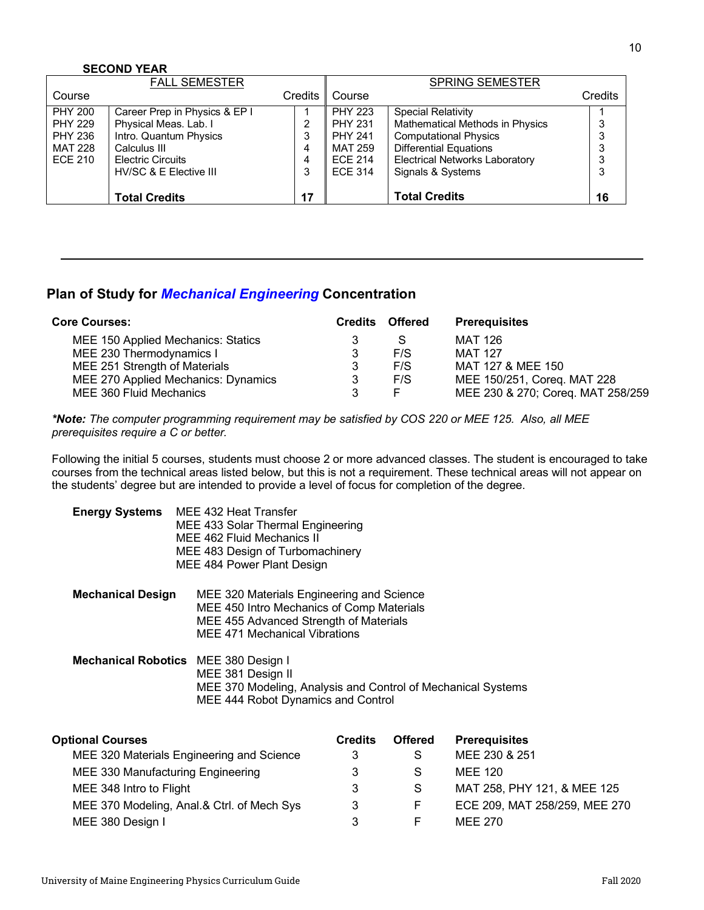**SECOND YEAR**

| FALL SEMESTER | | | SPRING SEMESTER | | |
|---|---|---|---|---|---|
| Course | | Credits | Course | | Credits |
| PHY 200 | Career Prep in Physics & EP I | 1 | PHY 223 | Special Relativity | 1 |
| PHY 229 | Physical Meas. Lab. I | 2 | PHY 231 | Mathematical Methods in Physics | 3 |
| PHY 236 | Intro. Quantum Physics | 3 | PHY 241 | Computational Physics | 3 |
| MAT 228 | Calculus III | 4 | MAT 259 | Differential Equations | 3 |
| ECE 210 | Electric Circuits | 4 | ECE 214 | Electrical Networks Laboratory | 3 |
| | HV/SC & E Elective III | 3 | ECE 314 | Signals & Systems | 3 |
| | **Total Credits** | **17** | | **Total Credits** | **16** |

---

## Plan of Study for ***Mechanical Engineering*** Concentration

| **Core Courses:** | **Credits** | **Offered** | **Prerequisites** |
|---|---|---|---|
| MEE 150 Applied Mechanics: Statics | 3 | S | MAT 126 |
| MEE 230 Thermodynamics I | 3 | F/S | MAT 127 |
| MEE 251 Strength of Materials | 3 | F/S | MAT 127 & MEE 150 |
| MEE 270 Applied Mechanics: Dynamics | 3 | F/S | MEE 150/251, Coreq. MAT 228 |
| MEE 360 Fluid Mechanics | 3 | F | MEE 230 & 270; Coreq. MAT 258/259 |

***Note:** The computer programming requirement may be satisfied by COS 220 or MEE 125. Also, all MEE prerequisites require a C or better.*

Following the initial 5 courses, students must choose 2 or more advanced classes. The student is encouraged to take courses from the technical areas listed below, but this is not a requirement. These technical areas will not appear on the students' degree but are intended to provide a level of focus for completion of the degree.

**Energy Systems**
- MEE 432 Heat Transfer
- MEE 433 Solar Thermal Engineering
- MEE 462 Fluid Mechanics II
- MEE 483 Design of Turbomachinery
- MEE 484 Power Plant Design

**Mechanical Design**
- MEE 320 Materials Engineering and Science
- MEE 450 Intro Mechanics of Comp Materials
- MEE 455 Advanced Strength of Materials
- MEE 471 Mechanical Vibrations

**Mechanical Robotics**
- MEE 380 Design I
- MEE 381 Design II
- MEE 370 Modeling, Analysis and Control of Mechanical Systems
- MEE 444 Robot Dynamics and Control

| **Optional Courses** | **Credits** | **Offered** | **Prerequisites** |
|---|---|---|---|
| MEE 320 Materials Engineering and Science | 3 | S | MEE 230 & 251 |
| MEE 330 Manufacturing Engineering | 3 | S | MEE 120 |
| MEE 348 Intro to Flight | 3 | S | MAT 258, PHY 121, & MEE 125 |
| MEE 370 Modeling, Anal.& Ctrl. of Mech Sys | 3 | F | ECE 209, MAT 258/259, MEE 270 |
| MEE 380 Design I | 3 | F | MEE 270 |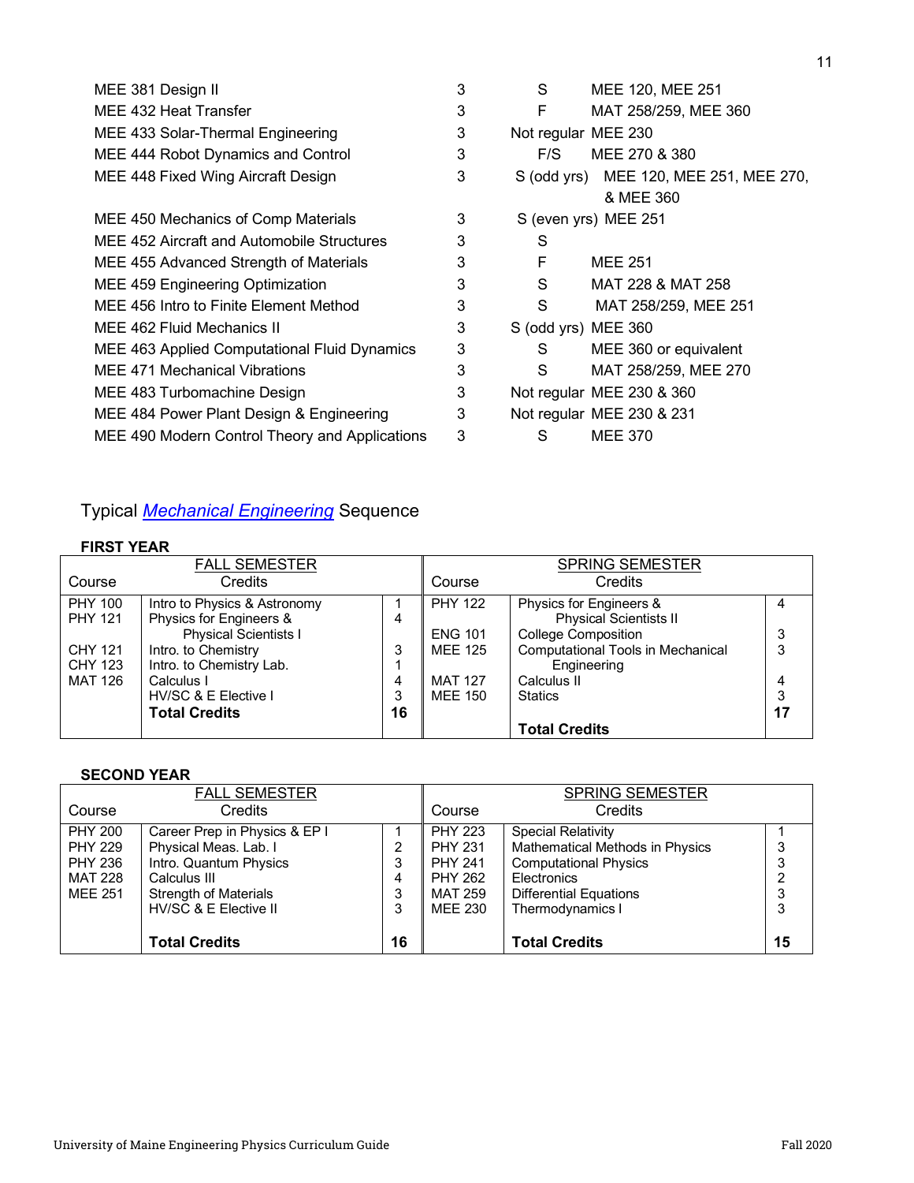| | | | |
|---|---|---|---|
| MEE 381 Design II | 3 | S | MEE 120, MEE 251 |
| MEE 432 Heat Transfer | 3 | F | MAT 258/259, MEE 360 |
| MEE 433 Solar-Thermal Engineering | 3 | Not regular | MEE 230 |
| MEE 444 Robot Dynamics and Control | 3 | F/S | MEE 270 & 380 |
| MEE 448 Fixed Wing Aircraft Design | 3 | S (odd yrs) | MEE 120, MEE 251, MEE 270, & MEE 360 |
| MEE 450 Mechanics of Comp Materials | 3 | S (even yrs) | MEE 251 |
| MEE 452 Aircraft and Automobile Structures | 3 | S | |
| MEE 455 Advanced Strength of Materials | 3 | F | MEE 251 |
| MEE 459 Engineering Optimization | 3 | S | MAT 228 & MAT 258 |
| MEE 456 Intro to Finite Element Method | 3 | S | MAT 258/259, MEE 251 |
| MEE 462 Fluid Mechanics II | 3 | S (odd yrs) | MEE 360 |
| MEE 463 Applied Computational Fluid Dynamics | 3 | S | MEE 360 or equivalent |
| MEE 471 Mechanical Vibrations | 3 | S | MAT 258/259, MEE 270 |
| MEE 483 Turbomachine Design | 3 | Not regular | MEE 230 & 360 |
| MEE 484 Power Plant Design & Engineering | 3 | Not regular | MEE 230 & 231 |
| MEE 490 Modern Control Theory and Applications | 3 | S | MEE 370 |

## Typical *Mechanical Engineering* Sequence

**FIRST YEAR**

| FALL SEMESTER | | | SPRING SEMESTER | | |
|---|---|---|---|---|---|
| Course | Credits | | Course | Credits | |
| PHY 100 | Intro to Physics & Astronomy | 1 | PHY 122 | Physics for Engineers & Physical Scientists II | 4 |
| PHY 121 | Physics for Engineers & Physical Scientists I | 4 | ENG 101 | College Composition | 3 |
| CHY 121 | Intro. to Chemistry | 3 | MEE 125 | Computational Tools in Mechanical Engineering | 3 |
| CHY 123 | Intro. to Chemistry Lab. | 1 | MAT 127 | Calculus II | 4 |
| MAT 126 | Calculus I | 4 | MEE 150 | Statics | 3 |
| | HV/SC & E Elective I | 3 | | | |
| | **Total Credits** | **16** | | **Total Credits** | **17** |

**SECOND YEAR**

| FALL SEMESTER | | | SPRING SEMESTER | | |
|---|---|---|---|---|---|
| Course | Credits | | Course | Credits | |
| PHY 200 | Career Prep in Physics & EP I | 1 | PHY 223 | Special Relativity | 1 |
| PHY 229 | Physical Meas. Lab. I | 2 | PHY 231 | Mathematical Methods in Physics | 3 |
| PHY 236 | Intro. Quantum Physics | 3 | PHY 241 | Computational Physics | 3 |
| MAT 228 | Calculus III | 4 | PHY 262 | Electronics | 2 |
| MEE 251 | Strength of Materials | 3 | MAT 259 | Differential Equations | 3 |
| | HV/SC & E Elective II | 3 | MEE 230 | Thermodynamics I | 3 |
| | **Total Credits** | **16** | | **Total Credits** | **15** |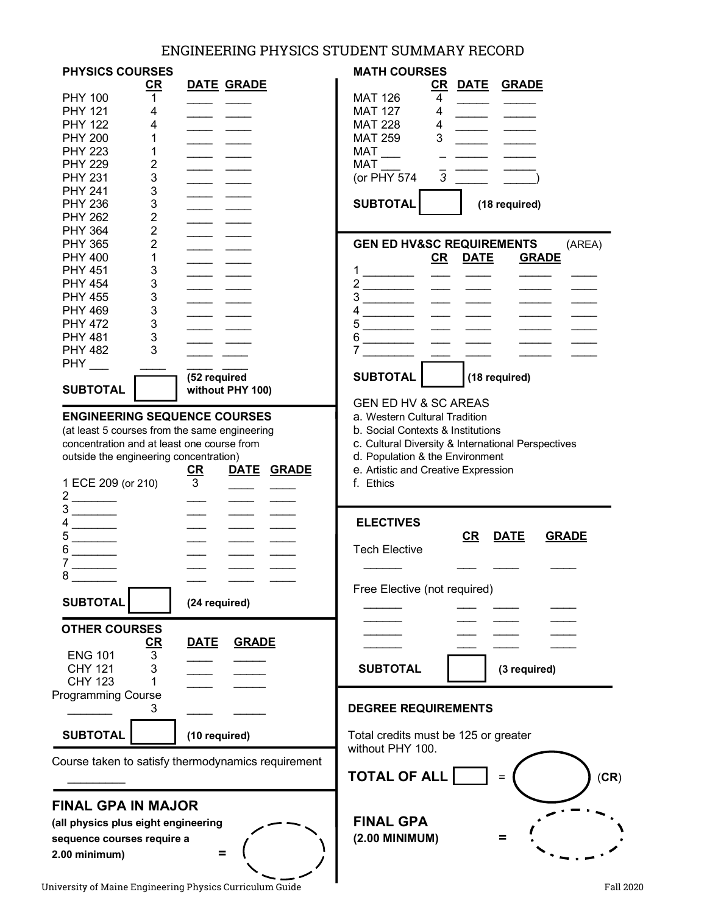# ENGINEERING PHYSICS STUDENT SUMMARY RECORD

## PHYSICS COURSES

| | CR | DATE | GRADE |
|---|---|---|---|
| PHY 100 | 1 | ____ | ____ |
| PHY 121 | 4 | ____ | ____ |
| PHY 122 | 4 | ____ | ____ |
| PHY 200 | 1 | ____ | ____ |
| PHY 223 | 1 | ____ | ____ |
| PHY 229 | 2 | ____ | ____ |
| PHY 231 | 3 | ____ | ____ |
| PHY 241 | 3 | ____ | ____ |
| PHY 236 | 3 | ____ | ____ |
| PHY 262 | 2 | ____ | ____ |
| PHY 364 | 2 | ____ | ____ |
| PHY 365 | 2 | ____ | ____ |
| PHY 400 | 1 | ____ | ____ |
| PHY 451 | 3 | ____ | ____ |
| PHY 454 | 3 | ____ | ____ |
| PHY 455 | 3 | ____ | ____ |
| PHY 469 | 3 | ____ | ____ |
| PHY 472 | 3 | ____ | ____ |
| PHY 481 | 3 | ____ | ____ |
| PHY 482 | 3 | ____ | ____ |
| PHY ___ | ____ | ____ | ____ |

**SUBTOTAL** [ ] **(52 required without PHY 100)**

## ENGINEERING SEQUENCE COURSES

(at least 5 courses from the same engineering concentration and at least one course from outside the engineering concentration)

| | CR | DATE | GRADE |
|---|---|---|---|
| 1 ECE 209 (or 210) | 3 | ____ | ____ |
| 2 _______ | ___ | ____ | ____ |
| 3 _______ | ___ | ____ | ____ |
| 4 _______ | ___ | ____ | ____ |
| 5 _______ | ___ | ____ | ____ |
| 6 _______ | ___ | ____ | ____ |
| 7 _______ | ___ | ____ | ____ |
| 8 _______ | ___ | ____ | ____ |

**SUBTOTAL** [ ] **(24 required)**

## OTHER COURSES

| | CR | DATE | GRADE |
|---|---|---|---|
| ENG 101 | 3 | ____ | _____ |
| CHY 121 | 3 | ____ | _____ |
| CHY 123 | 1 | ____ | _____ |
| Programming Course _______ | 3 | ____ | _____ |

**SUBTOTAL** [ ] **(10 required)**

Course taken to satisfy thermodynamics requirement

_________

## FINAL GPA IN MAJOR

**(all physics plus eight engineering sequence courses require a 2.00 minimum)** = ( )

## MATH COURSES

| | CR | DATE | GRADE |
|---|---|---|---|
| MAT 126 | 4 | _____ | _____ |
| MAT 127 | 4 | _____ | _____ |
| MAT 228 | 4 | _____ | _____ |
| MAT 259 | 3 | _____ | _____ |
| MAT ___ | _ | _____ | _____ |
| MAT ___ | _ | _____ | _____ |
| (or PHY 574 | *3* | _____ | _____) |

**SUBTOTAL** [ ] **(18 required)**

## GEN ED HV&SC REQUIREMENTS

| | CR | DATE | GRADE | (AREA) |
|---|---|---|---|---|
| 1 ________ | ___ | ____ | _____ | ____ |
| 2 ________ | ___ | ____ | _____ | ____ |
| 3 ________ | ___ | ____ | _____ | ____ |
| 4 ________ | ___ | ____ | _____ | ____ |
| 5 ________ | ___ | ____ | _____ | ____ |
| 6 ________ | ___ | ____ | _____ | ____ |
| 7 ________ | ___ | ____ | _____ | ____ |

**SUBTOTAL** [ ] **(18 required)**

GEN ED HV & SC AREAS

a. Western Cultural Tradition
b. Social Contexts & Institutions
c. Cultural Diversity & International Perspectives
d. Population & the Environment
e. Artistic and Creative Expression
f. Ethics

## ELECTIVES

| | CR | DATE | GRADE |
|---|---|---|---|
| Tech Elective | | | |
| ______ | ___ | ____ | ____ |
| Free Elective (not required) | | | |
| ______ | ___ | ____ | ____ |
| ______ | ___ | ____ | ____ |
| ______ | ___ | ____ | ____ |
| ______ | ___ | ____ | ____ |

**SUBTOTAL** [ ] **(3 required)**

## DEGREE REQUIREMENTS

Total credits must be 125 or greater without PHY 100.

**TOTAL OF ALL** [ ] = ( ) (**CR**)

## FINAL GPA

**(2.00 MINIMUM)** = ( )

University of Maine Engineering Physics Curriculum Guide — Fall 2020